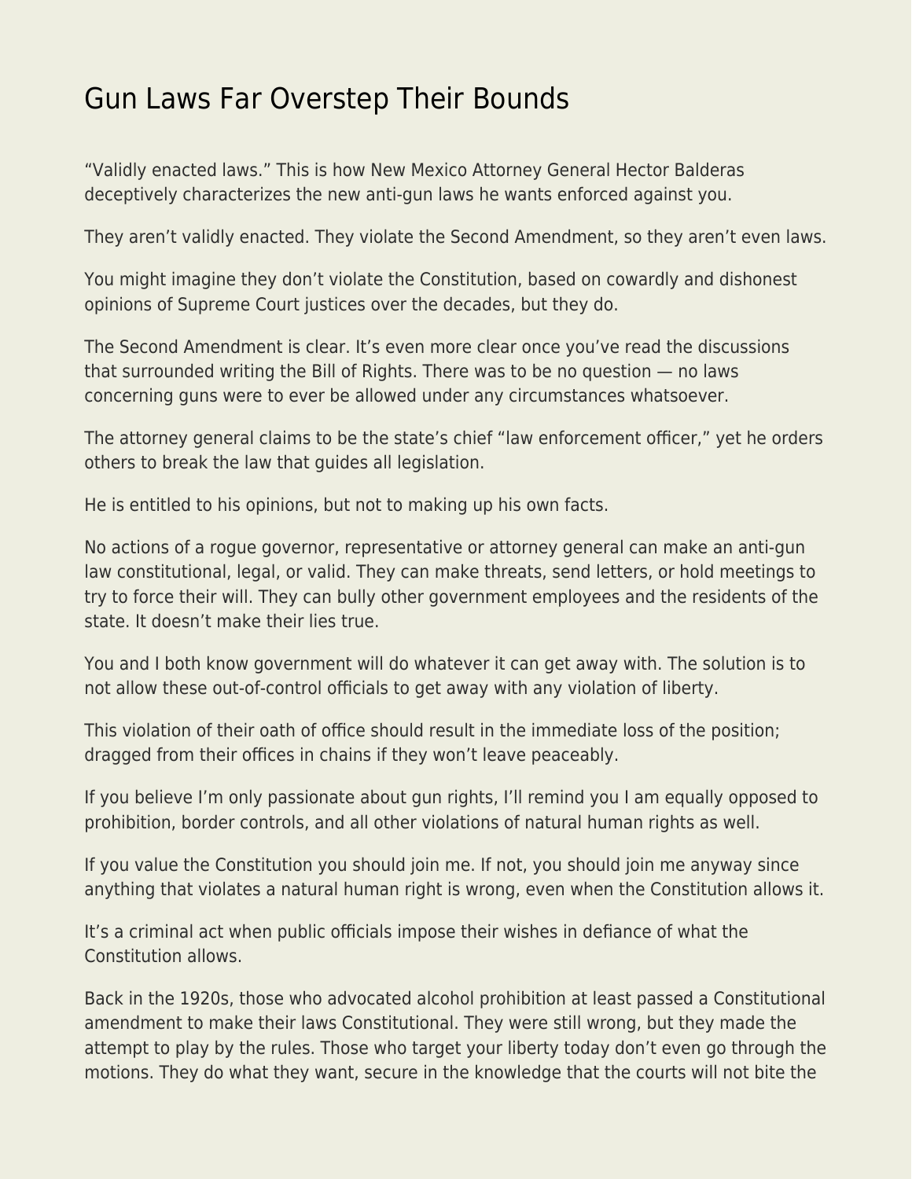# Gun Laws Far Overstep Their Bounds

“Validly enacted laws.” This is how New Mexico Attorney General Hector Balderas deceptively characterizes the new anti-gun laws he wants enforced against you.

They aren’t validly enacted. They violate the Second Amendment, so they aren’t even laws.

You might imagine they don’t violate the Constitution, based on cowardly and dishonest opinions of Supreme Court justices over the decades, but they do.

The Second Amendment is clear. It’s even more clear once you’ve read the discussions that surrounded writing the Bill of Rights. There was to be no question — no laws concerning guns were to ever be allowed under any circumstances whatsoever.

The attorney general claims to be the state’s chief “law enforcement officer,” yet he orders others to break the law that guides all legislation.

He is entitled to his opinions, but not to making up his own facts.

No actions of a rogue governor, representative or attorney general can make an anti-gun law constitutional, legal, or valid. They can make threats, send letters, or hold meetings to try to force their will. They can bully other government employees and the residents of the state. It doesn’t make their lies true.

You and I both know government will do whatever it can get away with. The solution is to not allow these out-of-control officials to get away with any violation of liberty.

This violation of their oath of office should result in the immediate loss of the position; dragged from their offices in chains if they won’t leave peaceably.

If you believe I’m only passionate about gun rights, I’ll remind you I am equally opposed to prohibition, border controls, and all other violations of natural human rights as well.

If you value the Constitution you should join me. If not, you should join me anyway since anything that violates a natural human right is wrong, even when the Constitution allows it.

It’s a criminal act when public officials impose their wishes in defiance of what the Constitution allows.

Back in the 1920s, those who advocated alcohol prohibition at least passed a Constitutional amendment to make their laws Constitutional. They were still wrong, but they made the attempt to play by the rules. Those who target your liberty today don’t even go through the motions. They do what they want, secure in the knowledge that the courts will not bite the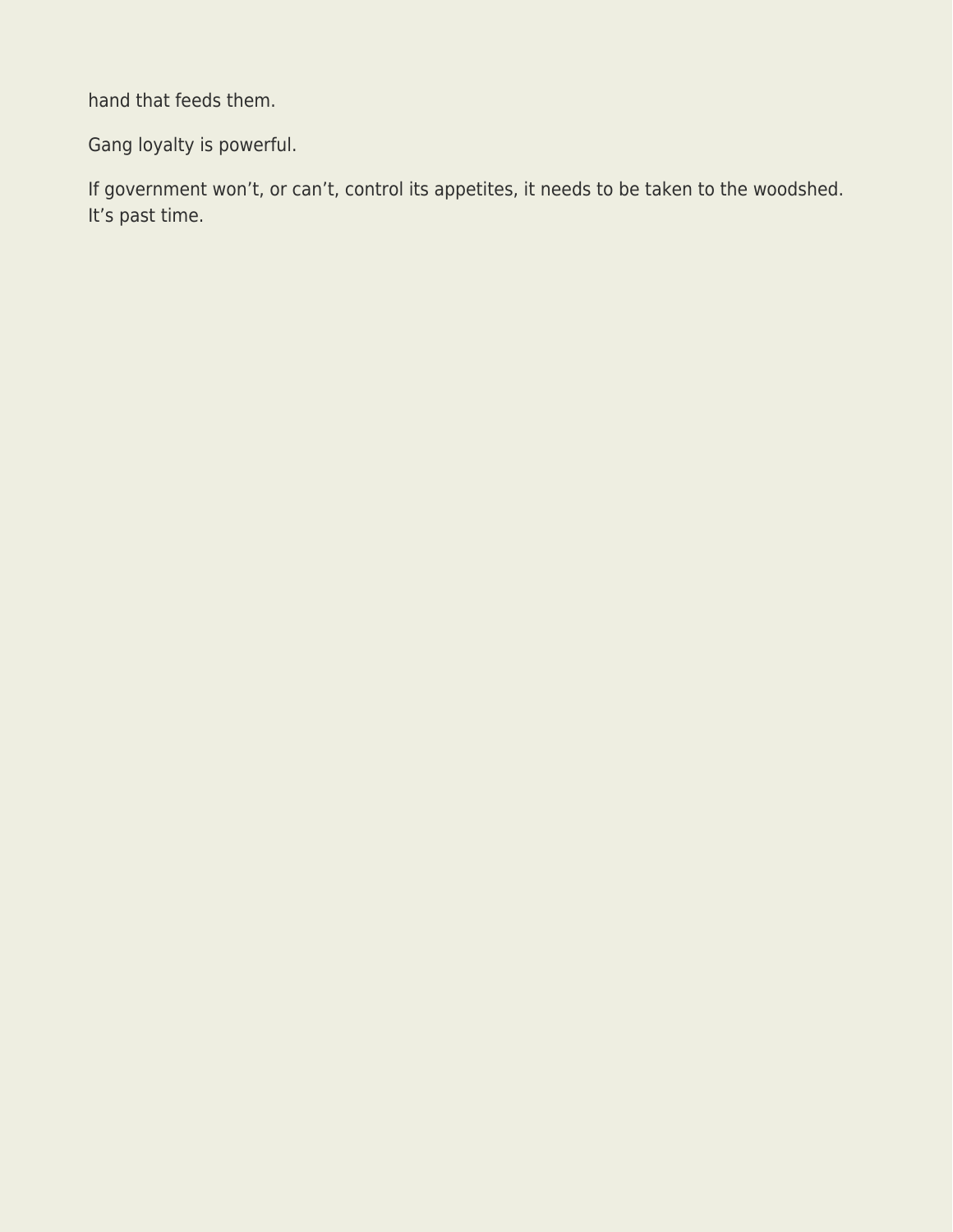hand that feeds them.

Gang loyalty is powerful.

If government won’t, or can’t, control its appetites, it needs to be taken to the woodshed. It’s past time.